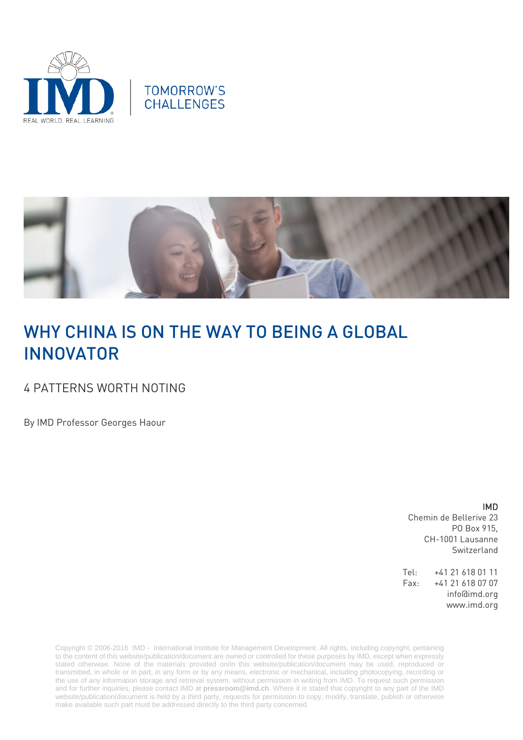TOMORROW'S CHALLENGES

# WHY CHINA IS ON THE WAY TO BEING A GLOBAL INNOVATOR

## 4 PATTERNS WORTH NOTING

By IMD Professor Georges Haour

IMD
Chemin de Bellerive 23
PO Box 915,
CH-1001 Lausanne
Switzerland

Tel: +41 21 618 01 11
Fax: +41 21 618 07 07
info@imd.org
www.imd.org

Copyright © 2006-2016 IMD - International Institute for Management Development. All rights, including copyright, pertaining to the content of this website/publication/document are owned or controlled for these purposes by IMD, except when expressly stated otherwise. None of the materials provided on/in this website/publication/document may be used, reproduced or transmitted, in whole or in part, in any form or by any means, electronic or mechanical, including photocopying, recording or the use of any information storage and retrieval system, without permission in writing from IMD. To request such permission and for further inquiries, please contact IMD at **pressroom@imd.ch**. Where it is stated that copyright to any part of the IMD website/publication/document is held by a third party, requests for permission to copy, modify, translate, publish or otherwise make available such part must be addressed directly to the third party concerned.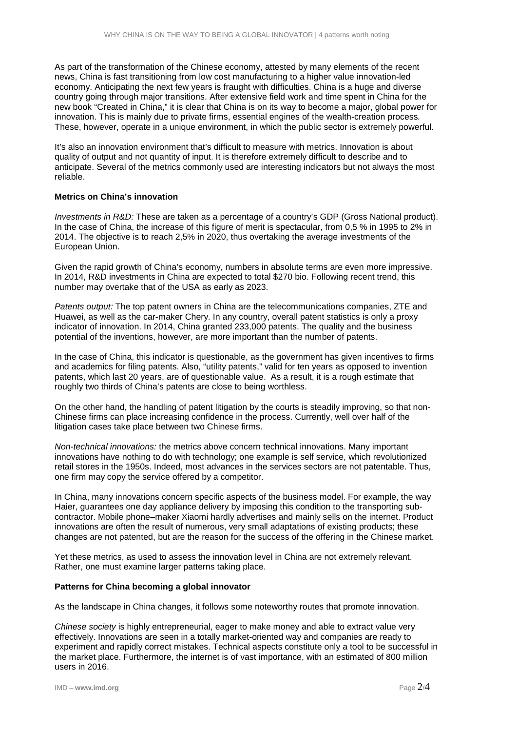As part of the transformation of the Chinese economy, attested by many elements of the recent news, China is fast transitioning from low cost manufacturing to a higher value innovation-led economy. Anticipating the next few years is fraught with difficulties. China is a huge and diverse country going through major transitions. After extensive field work and time spent in China for the new book "Created in China," it is clear that China is on its way to become a major, global power for innovation. This is mainly due to private firms, essential engines of the wealth-creation process. These, however, operate in a unique environment, in which the public sector is extremely powerful.

It's also an innovation environment that's difficult to measure with metrics. Innovation is about quality of output and not quantity of input. It is therefore extremely difficult to describe and to anticipate. Several of the metrics commonly used are interesting indicators but not always the most reliable.

**Metrics on China's innovation**

*Investments in R&D:* These are taken as a percentage of a country's GDP (Gross National product). In the case of China, the increase of this figure of merit is spectacular, from 0,5 % in 1995 to 2% in 2014. The objective is to reach 2,5% in 2020, thus overtaking the average investments of the European Union.

Given the rapid growth of China's economy, numbers in absolute terms are even more impressive. In 2014, R&D investments in China are expected to total $270 bio. Following recent trend, this number may overtake that of the USA as early as 2023.

*Patents output:* The top patent owners in China are the telecommunications companies, ZTE and Huawei, as well as the car-maker Chery. In any country, overall patent statistics is only a proxy indicator of innovation. In 2014, China granted 233,000 patents. The quality and the business potential of the inventions, however, are more important than the number of patents.

In the case of China, this indicator is questionable, as the government has given incentives to firms and academics for filing patents. Also, "utility patents," valid for ten years as opposed to invention patents, which last 20 years, are of questionable value. As a result, it is a rough estimate that roughly two thirds of China's patents are close to being worthless.

On the other hand, the handling of patent litigation by the courts is steadily improving, so that non-Chinese firms can place increasing confidence in the process. Currently, well over half of the litigation cases take place between two Chinese firms.

*Non-technical innovations:* the metrics above concern technical innovations. Many important innovations have nothing to do with technology; one example is self service, which revolutionized retail stores in the 1950s. Indeed, most advances in the services sectors are not patentable. Thus, one firm may copy the service offered by a competitor.

In China, many innovations concern specific aspects of the business model. For example, the way Haier, guarantees one day appliance delivery by imposing this condition to the transporting sub-contractor. Mobile phone–maker Xiaomi hardly advertises and mainly sells on the internet. Product innovations are often the result of numerous, very small adaptations of existing products; these changes are not patented, but are the reason for the success of the offering in the Chinese market.

Yet these metrics, as used to assess the innovation level in China are not extremely relevant. Rather, one must examine larger patterns taking place.

**Patterns for China becoming a global innovator**

As the landscape in China changes, it follows some noteworthy routes that promote innovation.

*Chinese society* is highly entrepreneurial, eager to make money and able to extract value very effectively. Innovations are seen in a totally market-oriented way and companies are ready to experiment and rapidly correct mistakes. Technical aspects constitute only a tool to be successful in the market place. Furthermore, the internet is of vast importance, with an estimated of 800 million users in 2016.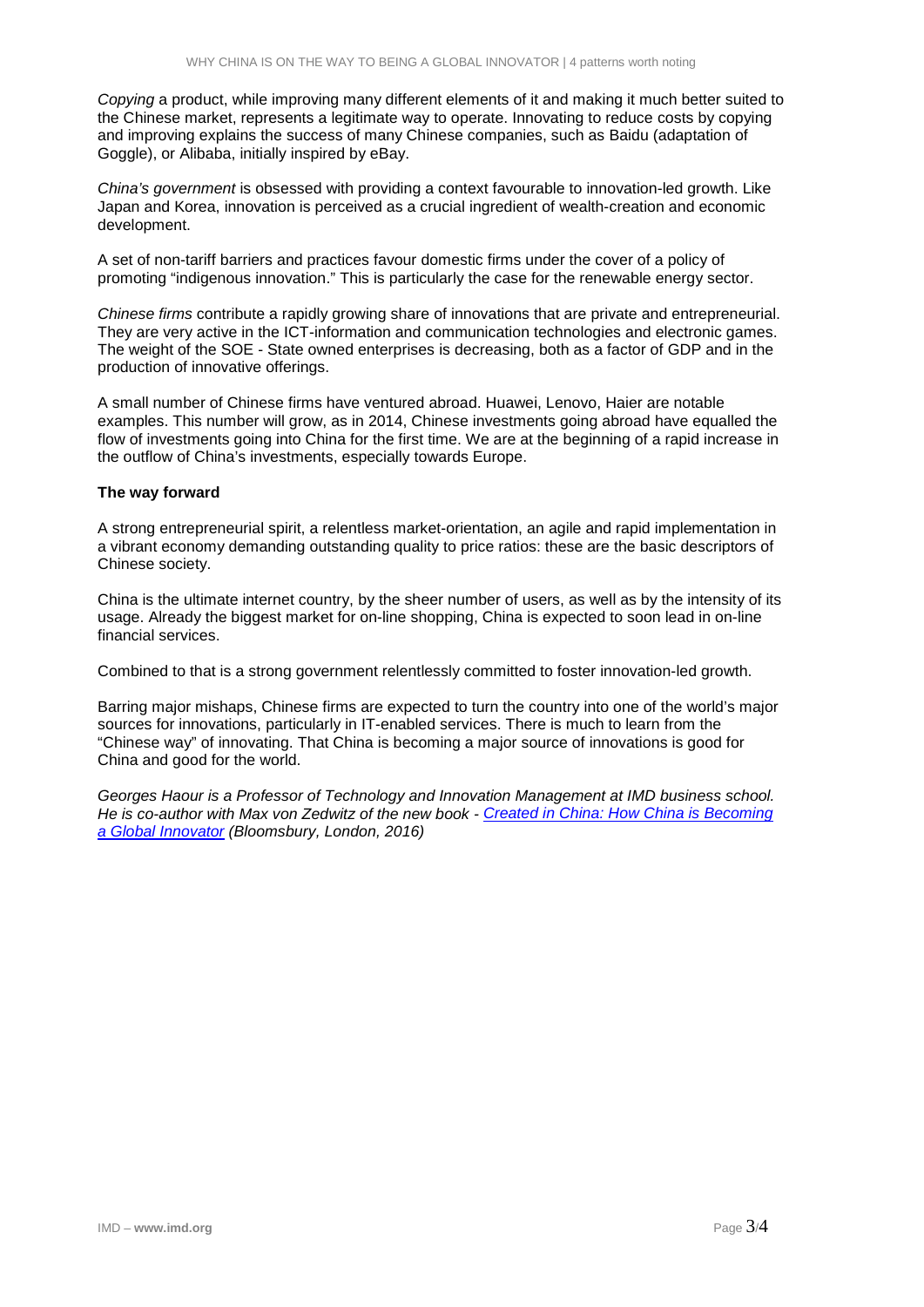*Copying* a product, while improving many different elements of it and making it much better suited to the Chinese market, represents a legitimate way to operate. Innovating to reduce costs by copying and improving explains the success of many Chinese companies, such as Baidu (adaptation of Goggle), or Alibaba, initially inspired by eBay.

*China's government* is obsessed with providing a context favourable to innovation-led growth. Like Japan and Korea, innovation is perceived as a crucial ingredient of wealth-creation and economic development.

A set of non-tariff barriers and practices favour domestic firms under the cover of a policy of promoting "indigenous innovation." This is particularly the case for the renewable energy sector.

*Chinese firms* contribute a rapidly growing share of innovations that are private and entrepreneurial. They are very active in the ICT-information and communication technologies and electronic games. The weight of the SOE - State owned enterprises is decreasing, both as a factor of GDP and in the production of innovative offerings.

A small number of Chinese firms have ventured abroad. Huawei, Lenovo, Haier are notable examples. This number will grow, as in 2014, Chinese investments going abroad have equalled the flow of investments going into China for the first time. We are at the beginning of a rapid increase in the outflow of China's investments, especially towards Europe.

**The way forward**

A strong entrepreneurial spirit, a relentless market-orientation, an agile and rapid implementation in a vibrant economy demanding outstanding quality to price ratios: these are the basic descriptors of Chinese society.

China is the ultimate internet country, by the sheer number of users, as well as by the intensity of its usage. Already the biggest market for on-line shopping, China is expected to soon lead in on-line financial services.

Combined to that is a strong government relentlessly committed to foster innovation-led growth.

Barring major mishaps, Chinese firms are expected to turn the country into one of the world's major sources for innovations, particularly in IT-enabled services. There is much to learn from the "Chinese way" of innovating. That China is becoming a major source of innovations is good for China and good for the world.

*Georges Haour is a Professor of Technology and Innovation Management at IMD business school. He is co-author with Max von Zedwitz of the new book - [Created in China: How China is Becoming a Global Innovator] (Bloomsbury, London, 2016)*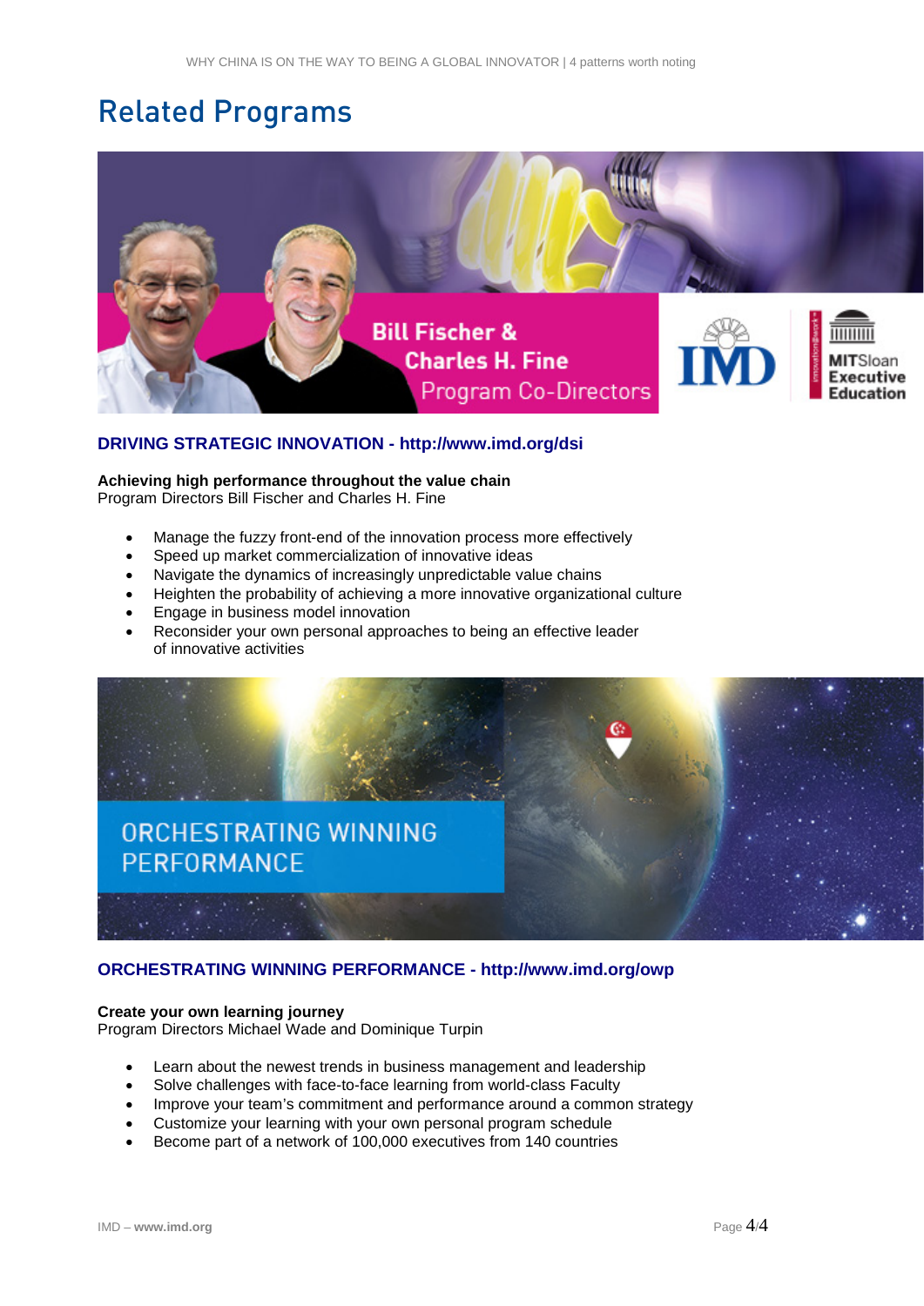# Related Programs

**DRIVING STRATEGIC INNOVATION - http://www.imd.org/dsi**

**Achieving high performance throughout the value chain**
Program Directors Bill Fischer and Charles H. Fine

- Manage the fuzzy front-end of the innovation process more effectively
- Speed up market commercialization of innovative ideas
- Navigate the dynamics of increasingly unpredictable value chains
- Heighten the probability of achieving a more innovative organizational culture
- Engage in business model innovation
- Reconsider your own personal approaches to being an effective leader of innovative activities

**ORCHESTRATING WINNING PERFORMANCE - http://www.imd.org/owp**

**Create your own learning journey**
Program Directors Michael Wade and Dominique Turpin

- Learn about the newest trends in business management and leadership
- Solve challenges with face-to-face learning from world-class Faculty
- Improve your team's commitment and performance around a common strategy
- Customize your learning with your own personal program schedule
- Become part of a network of 100,000 executives from 140 countries